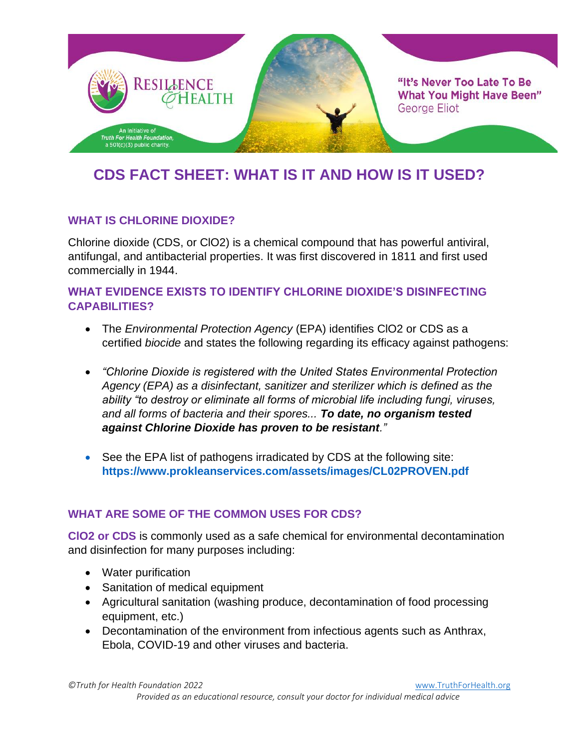RESILIENCE & HEALTH

An Initiative of *Truth For Health Foundation,* a 501(c)(3) public charity.

**"It's Never Too Late To Be What You Might Have Been"**
George Eliot

# CDS FACT SHEET: WHAT IS IT AND HOW IS IT USED?

## WHAT IS CHLORINE DIOXIDE?

Chlorine dioxide (CDS, or ClO2) is a chemical compound that has powerful antiviral, antifungal, and antibacterial properties. It was first discovered in 1811 and first used commercially in 1944.

## WHAT EVIDENCE EXISTS TO IDENTIFY CHLORINE DIOXIDE'S DISINFECTING CAPABILITIES?

- The *Environmental Protection Agency* (EPA) identifies ClO2 or CDS as a certified *biocide* and states the following regarding its efficacy against pathogens:
- *"Chlorine Dioxide is registered with the United States Environmental Protection Agency (EPA) as a disinfectant, sanitizer and sterilizer which is defined as the ability "to destroy or eliminate all forms of microbial life including fungi, viruses, and all forms of bacteria and their spores...* ***To date, no organism tested against Chlorine Dioxide has proven to be resistant****."*
- See the EPA list of pathogens irradicated by CDS at the following site: **https://www.prokleanservices.com/assets/images/CL02PROVEN.pdf**

## WHAT ARE SOME OF THE COMMON USES FOR CDS?

**ClO2 or CDS** is commonly used as a safe chemical for environmental decontamination and disinfection for many purposes including:

- Water purification
- Sanitation of medical equipment
- Agricultural sanitation (washing produce, decontamination of food processing equipment, etc.)
- Decontamination of the environment from infectious agents such as Anthrax, Ebola, COVID-19 and other viruses and bacteria.

*©Truth for Health Foundation 2022* www.TruthForHealth.org

*Provided as an educational resource, consult your doctor for individual medical advice*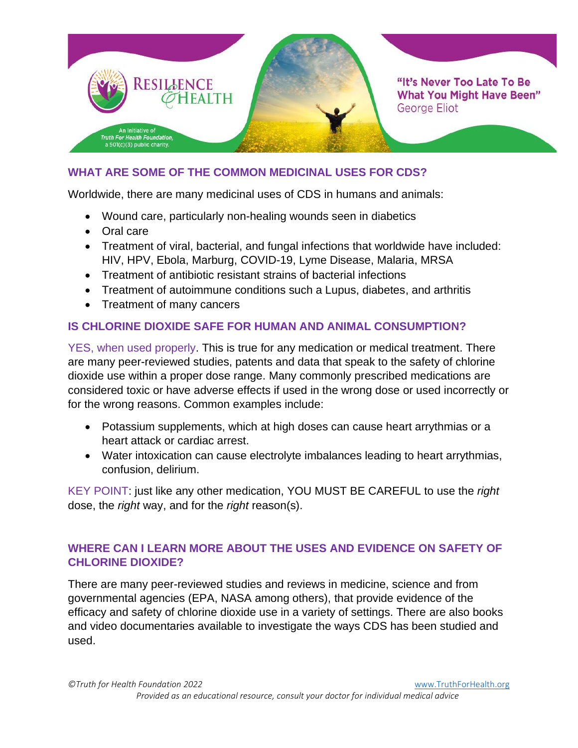### WHAT ARE SOME OF THE COMMON MEDICINAL USES FOR CDS?

Worldwide, there are many medicinal uses of CDS in humans and animals:

- Wound care, particularly non-healing wounds seen in diabetics
- Oral care
- Treatment of viral, bacterial, and fungal infections that worldwide have included: HIV, HPV, Ebola, Marburg, COVID-19, Lyme Disease, Malaria, MRSA
- Treatment of antibiotic resistant strains of bacterial infections
- Treatment of autoimmune conditions such a Lupus, diabetes, and arthritis
- Treatment of many cancers

### IS CHLORINE DIOXIDE SAFE FOR HUMAN AND ANIMAL CONSUMPTION?

YES, when used properly. This is true for any medication or medical treatment. There are many peer-reviewed studies, patents and data that speak to the safety of chlorine dioxide use within a proper dose range. Many commonly prescribed medications are considered toxic or have adverse effects if used in the wrong dose or used incorrectly or for the wrong reasons. Common examples include:

- Potassium supplements, which at high doses can cause heart arrythmias or a heart attack or cardiac arrest.
- Water intoxication can cause electrolyte imbalances leading to heart arrythmias, confusion, delirium.

KEY POINT: just like any other medication, YOU MUST BE CAREFUL to use the *right* dose, the *right* way, and for the *right* reason(s).

### WHERE CAN I LEARN MORE ABOUT THE USES AND EVIDENCE ON SAFETY OF CHLORINE DIOXIDE?

There are many peer-reviewed studies and reviews in medicine, science and from governmental agencies (EPA, NASA among others), that provide evidence of the efficacy and safety of chlorine dioxide use in a variety of settings. There are also books and video documentaries available to investigate the ways CDS has been studied and used.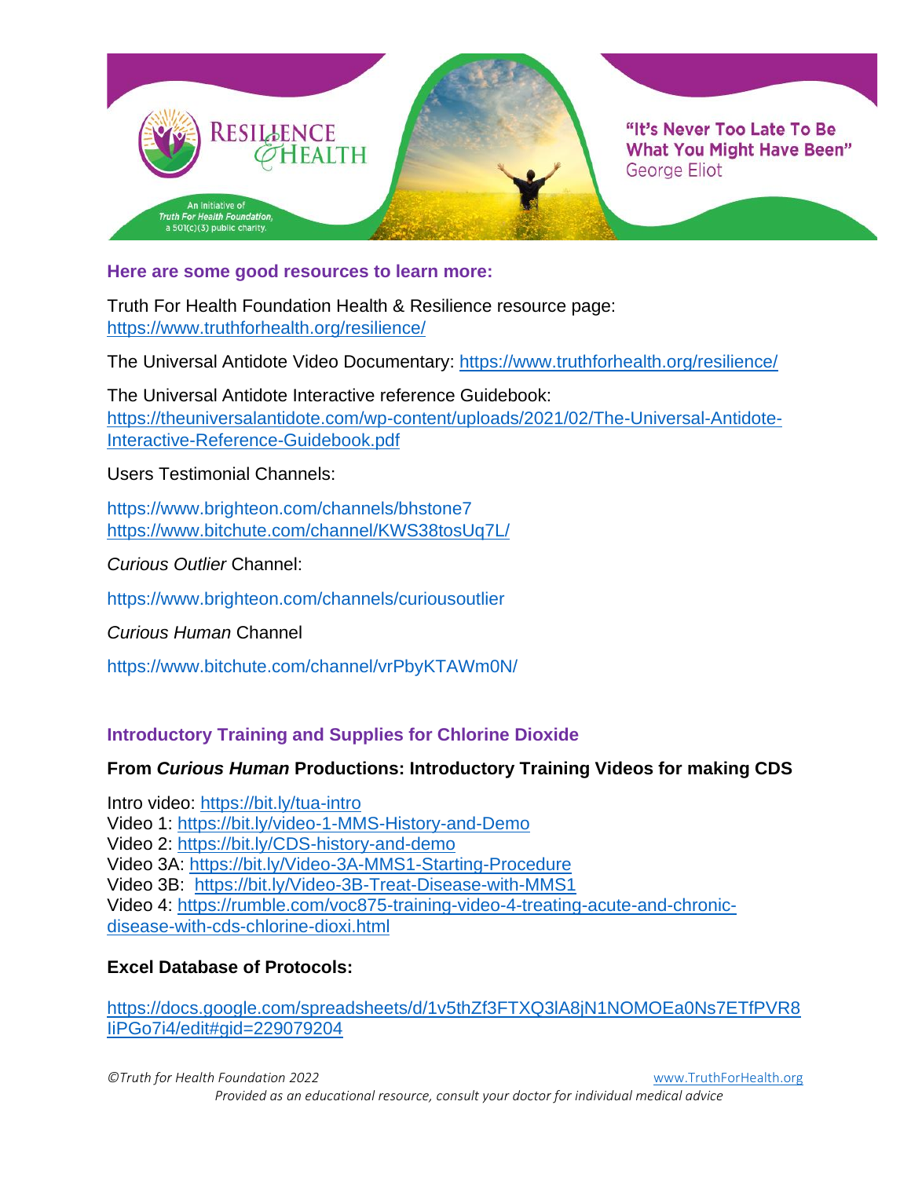**Here are some good resources to learn more:**

Truth For Health Foundation Health & Resilience resource page: https://www.truthforhealth.org/resilience/

The Universal Antidote Video Documentary: https://www.truthforhealth.org/resilience/

The Universal Antidote Interactive reference Guidebook: https://theuniversalantidote.com/wp-content/uploads/2021/02/The-Universal-Antidote-Interactive-Reference-Guidebook.pdf

Users Testimonial Channels:

https://www.brighteon.com/channels/bhstone7
https://www.bitchute.com/channel/KWS38tosUq7L/

*Curious Outlier* Channel:

https://www.brighteon.com/channels/curiousoutlier

*Curious Human* Channel

https://www.bitchute.com/channel/vrPbyKTAWm0N/

## Introductory Training and Supplies for Chlorine Dioxide

**From *Curious Human* Productions: Introductory Training Videos for making CDS**

Intro video: https://bit.ly/tua-intro
Video 1: https://bit.ly/video-1-MMS-History-and-Demo
Video 2: https://bit.ly/CDS-history-and-demo
Video 3A: https://bit.ly/Video-3A-MMS1-Starting-Procedure
Video 3B: https://bit.ly/Video-3B-Treat-Disease-with-MMS1
Video 4: https://rumble.com/voc875-training-video-4-treating-acute-and-chronic-disease-with-cds-chlorine-dioxi.html

**Excel Database of Protocols:**

https://docs.google.com/spreadsheets/d/1v5thZf3FTXQ3lA8jN1NOMOEa0Ns7ETfPVR8IiPGo7i4/edit#gid=229079204

*Provided as an educational resource, consult your doctor for individual medical advice*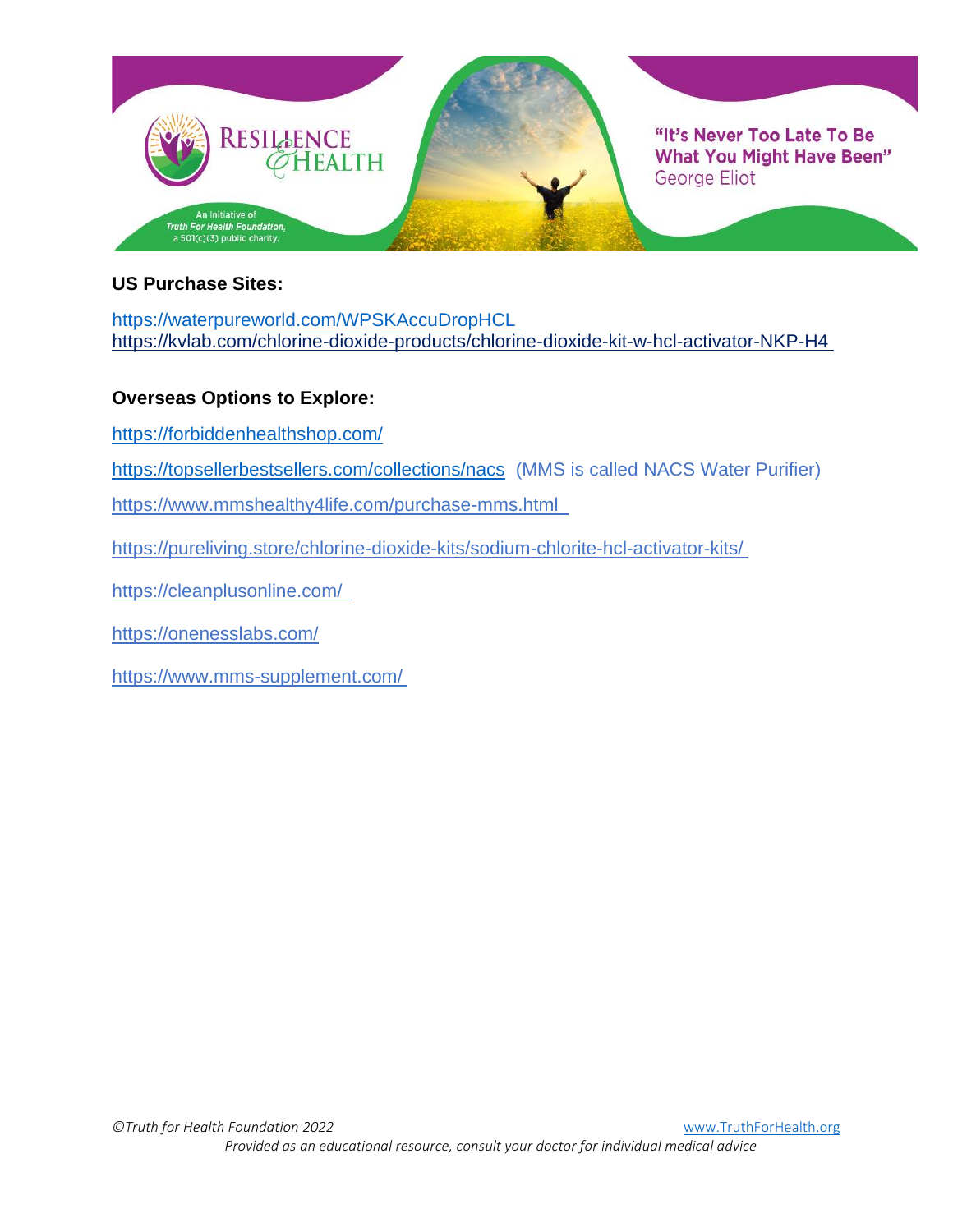**US Purchase Sites:**

https://waterpureworld.com/WPSKAccuDropHCL
https://kvlab.com/chlorine-dioxide-products/chlorine-dioxide-kit-w-hcl-activator-NKP-H4

**Overseas Options to Explore:**

https://forbiddenhealthshop.com/

https://topsellerbestsellers.com/collections/nacs (MMS is called NACS Water Purifier)

https://www.mmshealthy4life.com/purchase-mms.html

https://pureliving.store/chlorine-dioxide-kits/sodium-chlorite-hcl-activator-kits/

https://cleanplusonline.com/

https://onenesslabs.com/

https://www.mms-supplement.com/